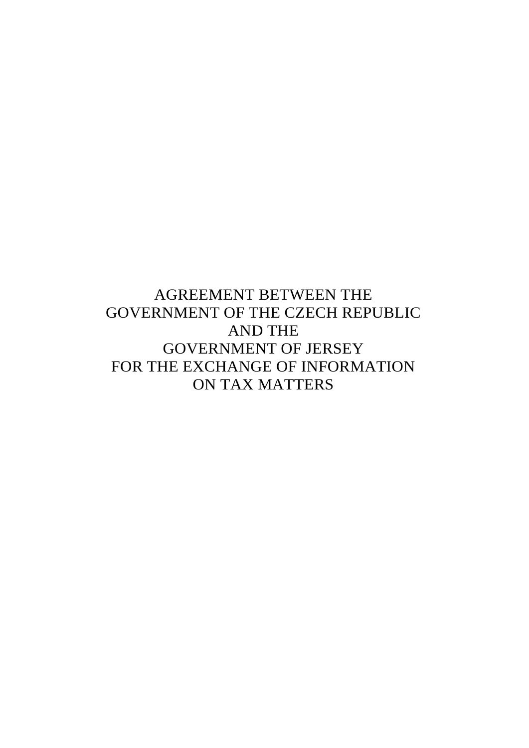# AGREEMENT BETWEEN THE GOVERNMENT OF THE CZECH REPUBLIC AND THE GOVERNMENT OF JERSEY FOR THE EXCHANGE OF INFORMATION ON TAX MATTERS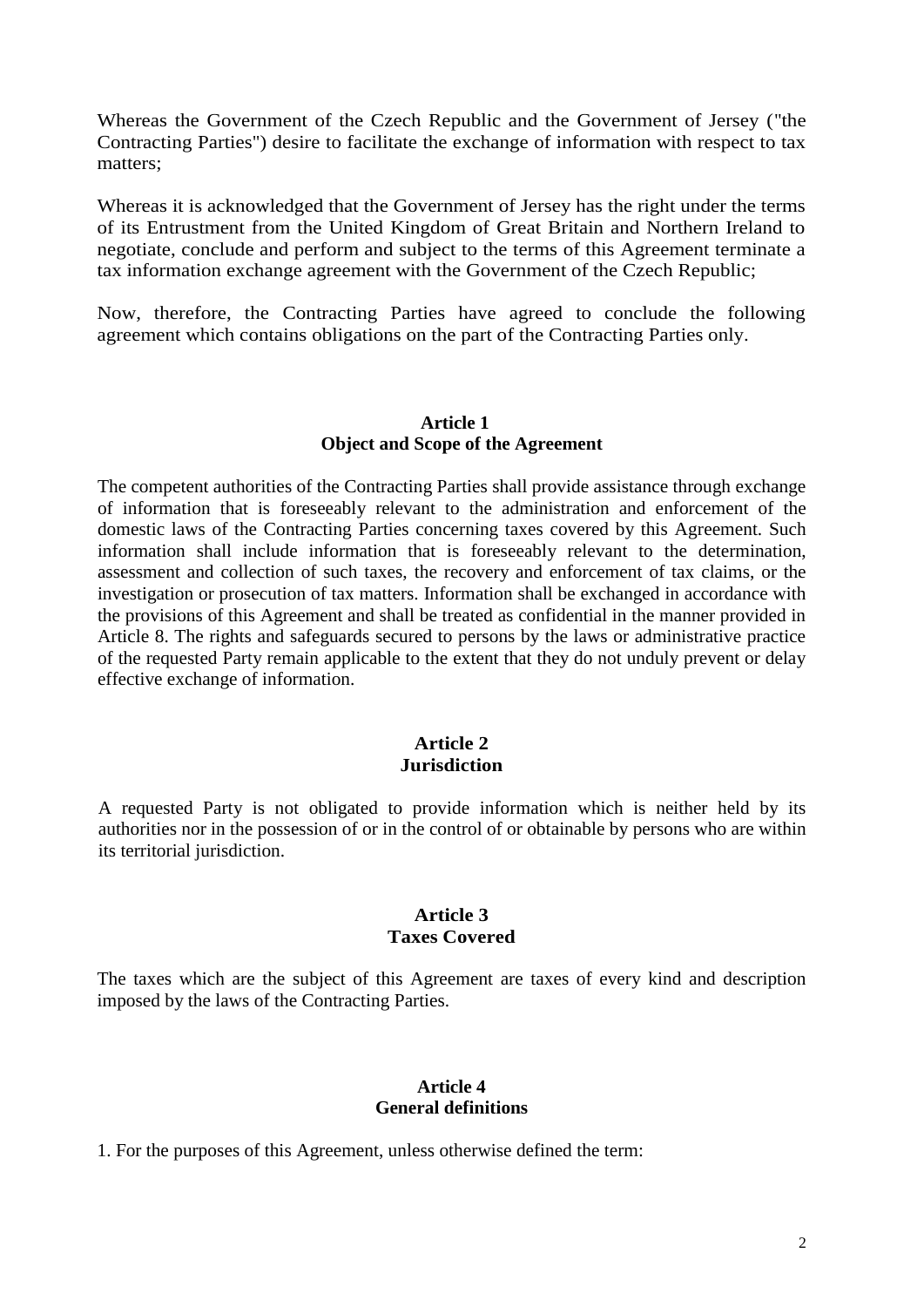Whereas the Government of the Czech Republic and the Government of Jersey ("the Contracting Parties") desire to facilitate the exchange of information with respect to tax matters;

Whereas it is acknowledged that the Government of Jersey has the right under the terms of its Entrustment from the United Kingdom of Great Britain and Northern Ireland to negotiate, conclude and perform and subject to the terms of this Agreement terminate a tax information exchange agreement with the Government of the Czech Republic;

Now, therefore, the Contracting Parties have agreed to conclude the following agreement which contains obligations on the part of the Contracting Parties only.

### Article 1
### Object and Scope of the Agreement

The competent authorities of the Contracting Parties shall provide assistance through exchange of information that is foreseeably relevant to the administration and enforcement of the domestic laws of the Contracting Parties concerning taxes covered by this Agreement. Such information shall include information that is foreseeably relevant to the determination, assessment and collection of such taxes, the recovery and enforcement of tax claims, or the investigation or prosecution of tax matters. Information shall be exchanged in accordance with the provisions of this Agreement and shall be treated as confidential in the manner provided in Article 8. The rights and safeguards secured to persons by the laws or administrative practice of the requested Party remain applicable to the extent that they do not unduly prevent or delay effective exchange of information.

### Article 2
### Jurisdiction

A requested Party is not obligated to provide information which is neither held by its authorities nor in the possession of or in the control of or obtainable by persons who are within its territorial jurisdiction.

### Article 3
### Taxes Covered

The taxes which are the subject of this Agreement are taxes of every kind and description imposed by the laws of the Contracting Parties.

### Article 4
### General definitions

1. For the purposes of this Agreement, unless otherwise defined the term: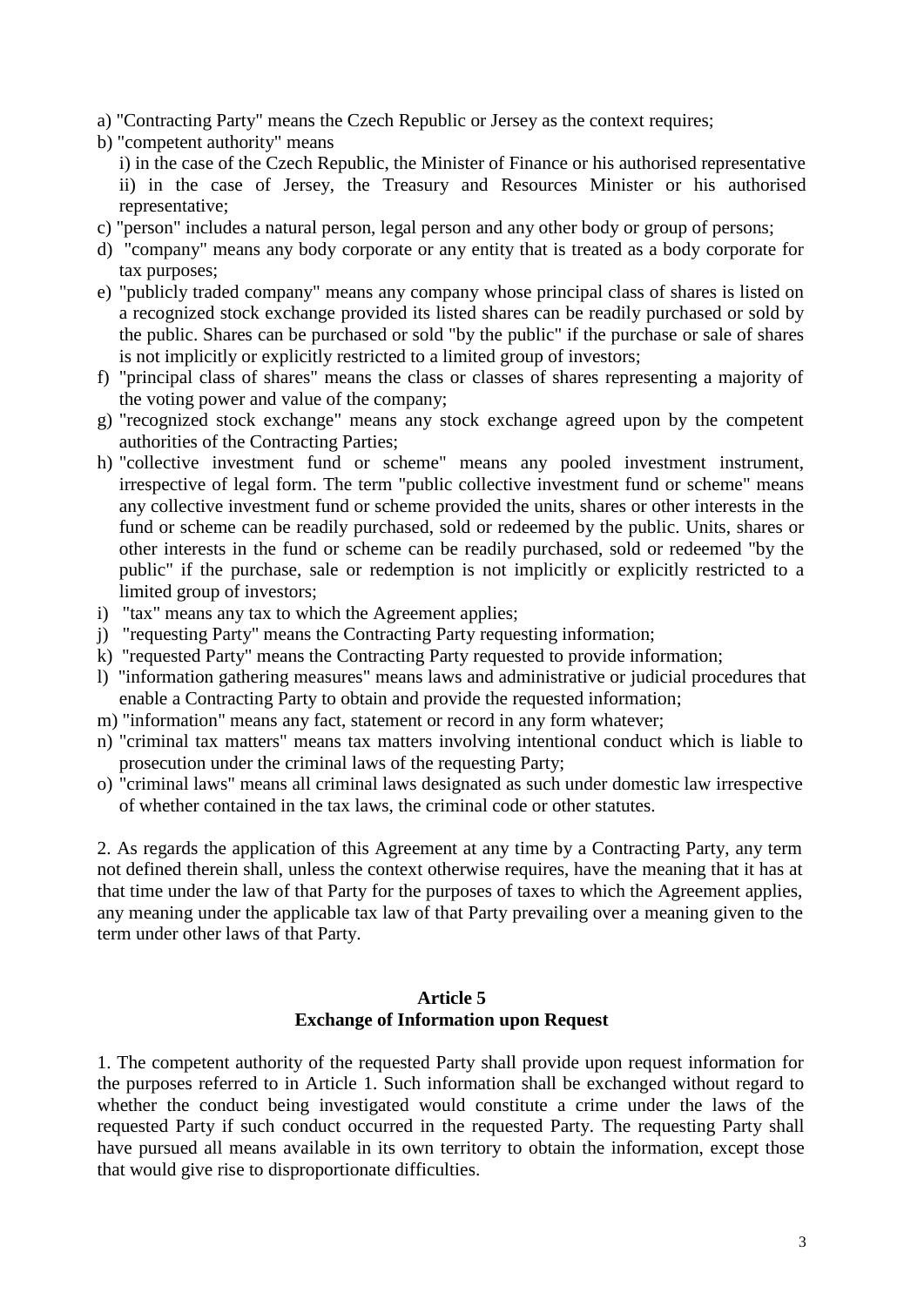a) "Contracting Party" means the Czech Republic or Jersey as the context requires;

b) "competent authority" means

   i) in the case of the Czech Republic, the Minister of Finance or his authorised representative

   ii) in the case of Jersey, the Treasury and Resources Minister or his authorised representative;

c) "person" includes a natural person, legal person and any other body or group of persons;

d) "company" means any body corporate or any entity that is treated as a body corporate for tax purposes;

e) "publicly traded company" means any company whose principal class of shares is listed on a recognized stock exchange provided its listed shares can be readily purchased or sold by the public. Shares can be purchased or sold "by the public" if the purchase or sale of shares is not implicitly or explicitly restricted to a limited group of investors;

f) "principal class of shares" means the class or classes of shares representing a majority of the voting power and value of the company;

g) "recognized stock exchange" means any stock exchange agreed upon by the competent authorities of the Contracting Parties;

h) "collective investment fund or scheme" means any pooled investment instrument, irrespective of legal form. The term "public collective investment fund or scheme" means any collective investment fund or scheme provided the units, shares or other interests in the fund or scheme can be readily purchased, sold or redeemed by the public. Units, shares or other interests in the fund or scheme can be readily purchased, sold or redeemed "by the public" if the purchase, sale or redemption is not implicitly or explicitly restricted to a limited group of investors;

i) "tax" means any tax to which the Agreement applies;

j) "requesting Party" means the Contracting Party requesting information;

k) "requested Party" means the Contracting Party requested to provide information;

l) "information gathering measures" means laws and administrative or judicial procedures that enable a Contracting Party to obtain and provide the requested information;

m) "information" means any fact, statement or record in any form whatever;

n) "criminal tax matters" means tax matters involving intentional conduct which is liable to prosecution under the criminal laws of the requesting Party;

o) "criminal laws" means all criminal laws designated as such under domestic law irrespective of whether contained in the tax laws, the criminal code or other statutes.

2. As regards the application of this Agreement at any time by a Contracting Party, any term not defined therein shall, unless the context otherwise requires, have the meaning that it has at that time under the law of that Party for the purposes of taxes to which the Agreement applies, any meaning under the applicable tax law of that Party prevailing over a meaning given to the term under other laws of that Party.

## Article 5
## Exchange of Information upon Request

1. The competent authority of the requested Party shall provide upon request information for the purposes referred to in Article 1. Such information shall be exchanged without regard to whether the conduct being investigated would constitute a crime under the laws of the requested Party if such conduct occurred in the requested Party. The requesting Party shall have pursued all means available in its own territory to obtain the information, except those that would give rise to disproportionate difficulties.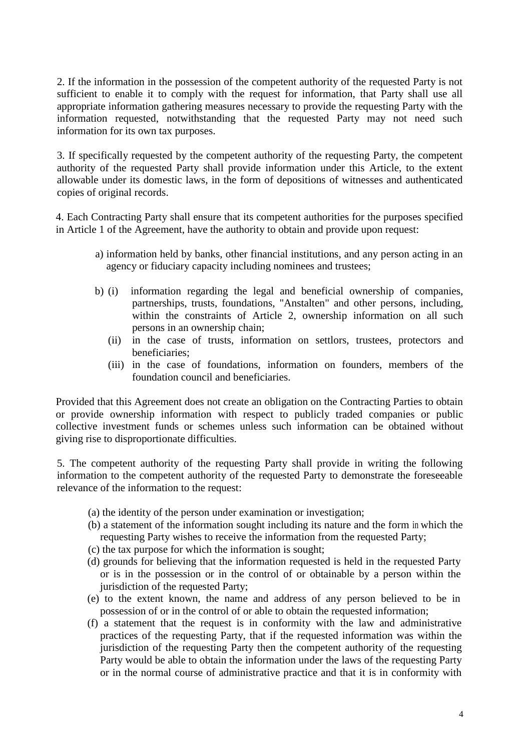2. If the information in the possession of the competent authority of the requested Party is not sufficient to enable it to comply with the request for information, that Party shall use all appropriate information gathering measures necessary to provide the requesting Party with the information requested, notwithstanding that the requested Party may not need such information for its own tax purposes.

3. If specifically requested by the competent authority of the requesting Party, the competent authority of the requested Party shall provide information under this Article, to the extent allowable under its domestic laws, in the form of depositions of witnesses and authenticated copies of original records.

4. Each Contracting Party shall ensure that its competent authorities for the purposes specified in Article 1 of the Agreement, have the authority to obtain and provide upon request:

a) information held by banks, other financial institutions, and any person acting in an agency or fiduciary capacity including nominees and trustees;

b) (i) information regarding the legal and beneficial ownership of companies, partnerships, trusts, foundations, "Anstalten" and other persons, including, within the constraints of Article 2, ownership information on all such persons in an ownership chain;

(ii) in the case of trusts, information on settlors, trustees, protectors and beneficiaries;

(iii) in the case of foundations, information on founders, members of the foundation council and beneficiaries.

Provided that this Agreement does not create an obligation on the Contracting Parties to obtain or provide ownership information with respect to publicly traded companies or public collective investment funds or schemes unless such information can be obtained without giving rise to disproportionate difficulties.

5. The competent authority of the requesting Party shall provide in writing the following information to the competent authority of the requested Party to demonstrate the foreseeable relevance of the information to the request:

(a) the identity of the person under examination or investigation;

(b) a statement of the information sought including its nature and the form in which the requesting Party wishes to receive the information from the requested Party;

(c) the tax purpose for which the information is sought;

(d) grounds for believing that the information requested is held in the requested Party or is in the possession or in the control of or obtainable by a person within the jurisdiction of the requested Party;

(e) to the extent known, the name and address of any person believed to be in possession of or in the control of or able to obtain the requested information;

(f) a statement that the request is in conformity with the law and administrative practices of the requesting Party, that if the requested information was within the jurisdiction of the requesting Party then the competent authority of the requesting Party would be able to obtain the information under the laws of the requesting Party or in the normal course of administrative practice and that it is in conformity with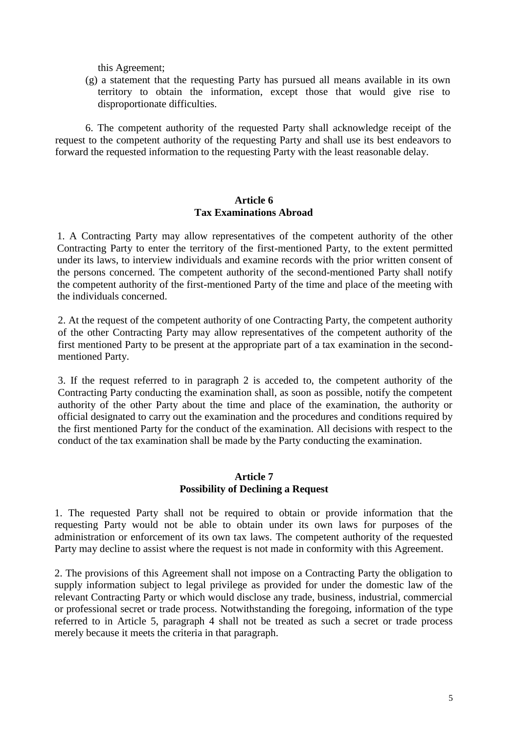this Agreement;

(g) a statement that the requesting Party has pursued all means available in its own territory to obtain the information, except those that would give rise to disproportionate difficulties.

6. The competent authority of the requested Party shall acknowledge receipt of the request to the competent authority of the requesting Party and shall use its best endeavors to forward the requested information to the requesting Party with the least reasonable delay.

### Article 6
### Tax Examinations Abroad

1. A Contracting Party may allow representatives of the competent authority of the other Contracting Party to enter the territory of the first-mentioned Party, to the extent permitted under its laws, to interview individuals and examine records with the prior written consent of the persons concerned. The competent authority of the second-mentioned Party shall notify the competent authority of the first-mentioned Party of the time and place of the meeting with the individuals concerned.

2. At the request of the competent authority of one Contracting Party, the competent authority of the other Contracting Party may allow representatives of the competent authority of the first mentioned Party to be present at the appropriate part of a tax examination in the second-mentioned Party.

3. If the request referred to in paragraph 2 is acceded to, the competent authority of the Contracting Party conducting the examination shall, as soon as possible, notify the competent authority of the other Party about the time and place of the examination, the authority or official designated to carry out the examination and the procedures and conditions required by the first mentioned Party for the conduct of the examination. All decisions with respect to the conduct of the tax examination shall be made by the Party conducting the examination.

### Article 7
### Possibility of Declining a Request

1. The requested Party shall not be required to obtain or provide information that the requesting Party would not be able to obtain under its own laws for purposes of the administration or enforcement of its own tax laws. The competent authority of the requested Party may decline to assist where the request is not made in conformity with this Agreement.

2. The provisions of this Agreement shall not impose on a Contracting Party the obligation to supply information subject to legal privilege as provided for under the domestic law of the relevant Contracting Party or which would disclose any trade, business, industrial, commercial or professional secret or trade process. Notwithstanding the foregoing, information of the type referred to in Article 5, paragraph 4 shall not be treated as such a secret or trade process merely because it meets the criteria in that paragraph.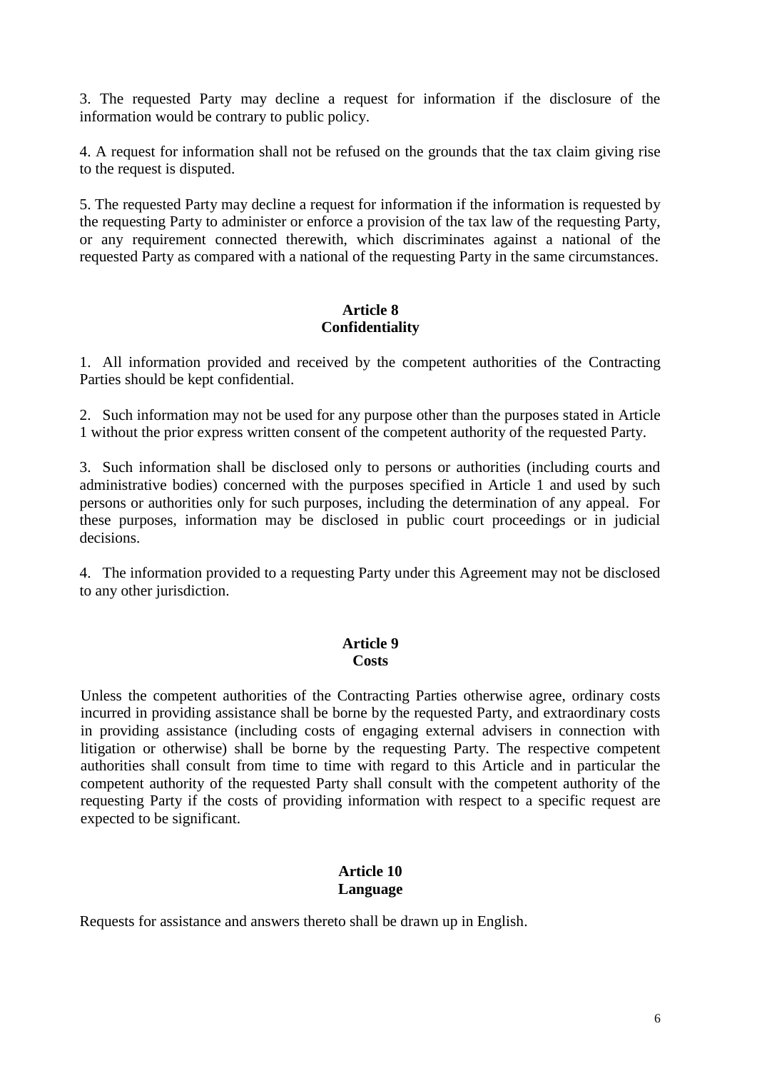3. The requested Party may decline a request for information if the disclosure of the information would be contrary to public policy.

4. A request for information shall not be refused on the grounds that the tax claim giving rise to the request is disputed.

5. The requested Party may decline a request for information if the information is requested by the requesting Party to administer or enforce a provision of the tax law of the requesting Party, or any requirement connected therewith, which discriminates against a national of the requested Party as compared with a national of the requesting Party in the same circumstances.

## Article 8
## Confidentiality

1. All information provided and received by the competent authorities of the Contracting Parties should be kept confidential.

2. Such information may not be used for any purpose other than the purposes stated in Article 1 without the prior express written consent of the competent authority of the requested Party.

3. Such information shall be disclosed only to persons or authorities (including courts and administrative bodies) concerned with the purposes specified in Article 1 and used by such persons or authorities only for such purposes, including the determination of any appeal. For these purposes, information may be disclosed in public court proceedings or in judicial decisions.

4. The information provided to a requesting Party under this Agreement may not be disclosed to any other jurisdiction.

## Article 9
## Costs

Unless the competent authorities of the Contracting Parties otherwise agree, ordinary costs incurred in providing assistance shall be borne by the requested Party, and extraordinary costs in providing assistance (including costs of engaging external advisers in connection with litigation or otherwise) shall be borne by the requesting Party. The respective competent authorities shall consult from time to time with regard to this Article and in particular the competent authority of the requested Party shall consult with the competent authority of the requesting Party if the costs of providing information with respect to a specific request are expected to be significant.

## Article 10
## Language

Requests for assistance and answers thereto shall be drawn up in English.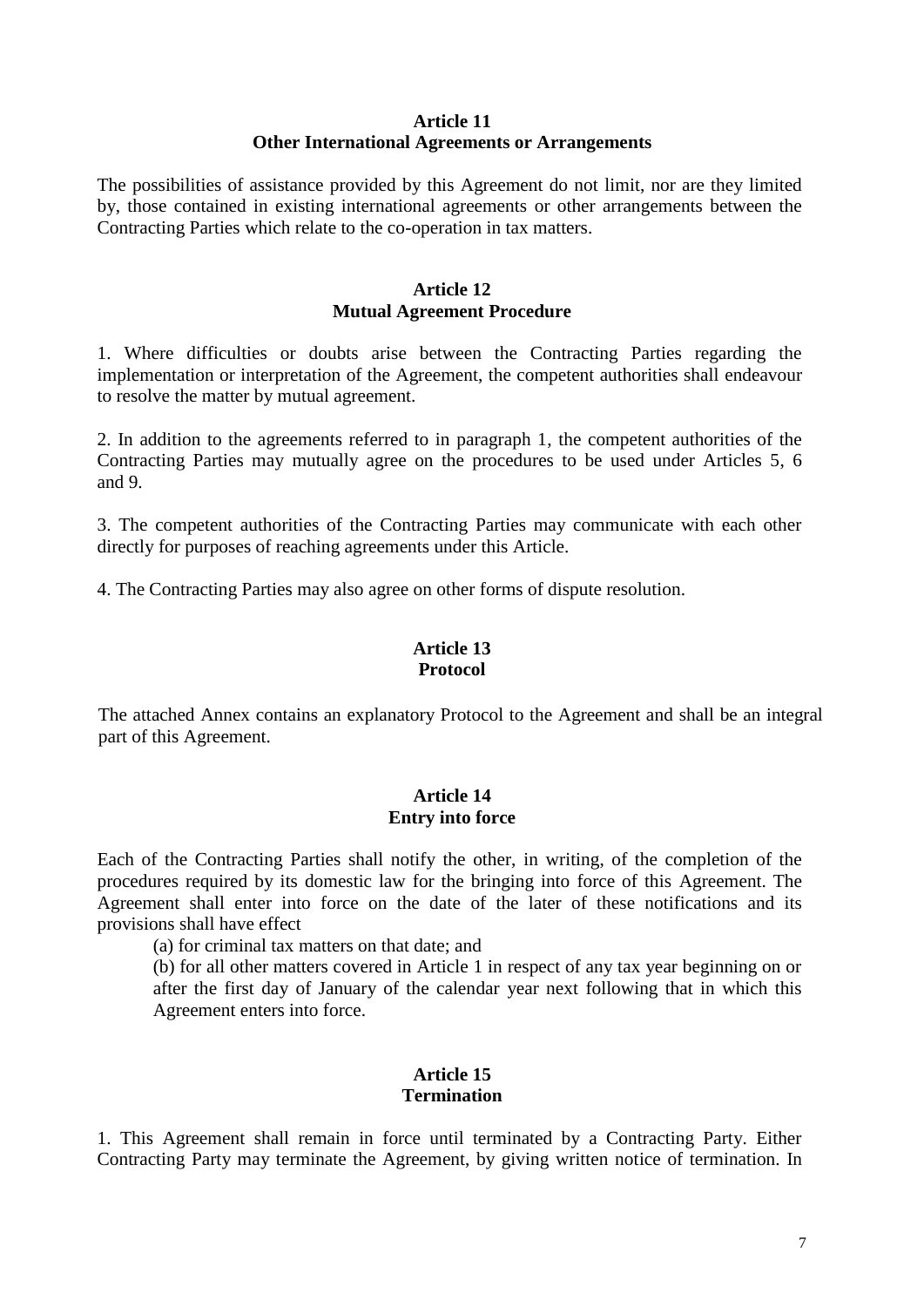**Article 11**
**Other International Agreements or Arrangements**

The possibilities of assistance provided by this Agreement do not limit, nor are they limited by, those contained in existing international agreements or other arrangements between the Contracting Parties which relate to the co-operation in tax matters.

**Article 12**
**Mutual Agreement Procedure**

1. Where difficulties or doubts arise between the Contracting Parties regarding the implementation or interpretation of the Agreement, the competent authorities shall endeavour to resolve the matter by mutual agreement.

2. In addition to the agreements referred to in paragraph 1, the competent authorities of the Contracting Parties may mutually agree on the procedures to be used under Articles 5, 6 and 9.

3. The competent authorities of the Contracting Parties may communicate with each other directly for purposes of reaching agreements under this Article.

4. The Contracting Parties may also agree on other forms of dispute resolution.

**Article 13**
**Protocol**

The attached Annex contains an explanatory Protocol to the Agreement and shall be an integral part of this Agreement.

**Article 14**
**Entry into force**

Each of the Contracting Parties shall notify the other, in writing, of the completion of the procedures required by its domestic law for the bringing into force of this Agreement. The Agreement shall enter into force on the date of the later of these notifications and its provisions shall have effect

(a) for criminal tax matters on that date; and

(b) for all other matters covered in Article 1 in respect of any tax year beginning on or after the first day of January of the calendar year next following that in which this Agreement enters into force.

**Article 15**
**Termination**

1. This Agreement shall remain in force until terminated by a Contracting Party. Either Contracting Party may terminate the Agreement, by giving written notice of termination. In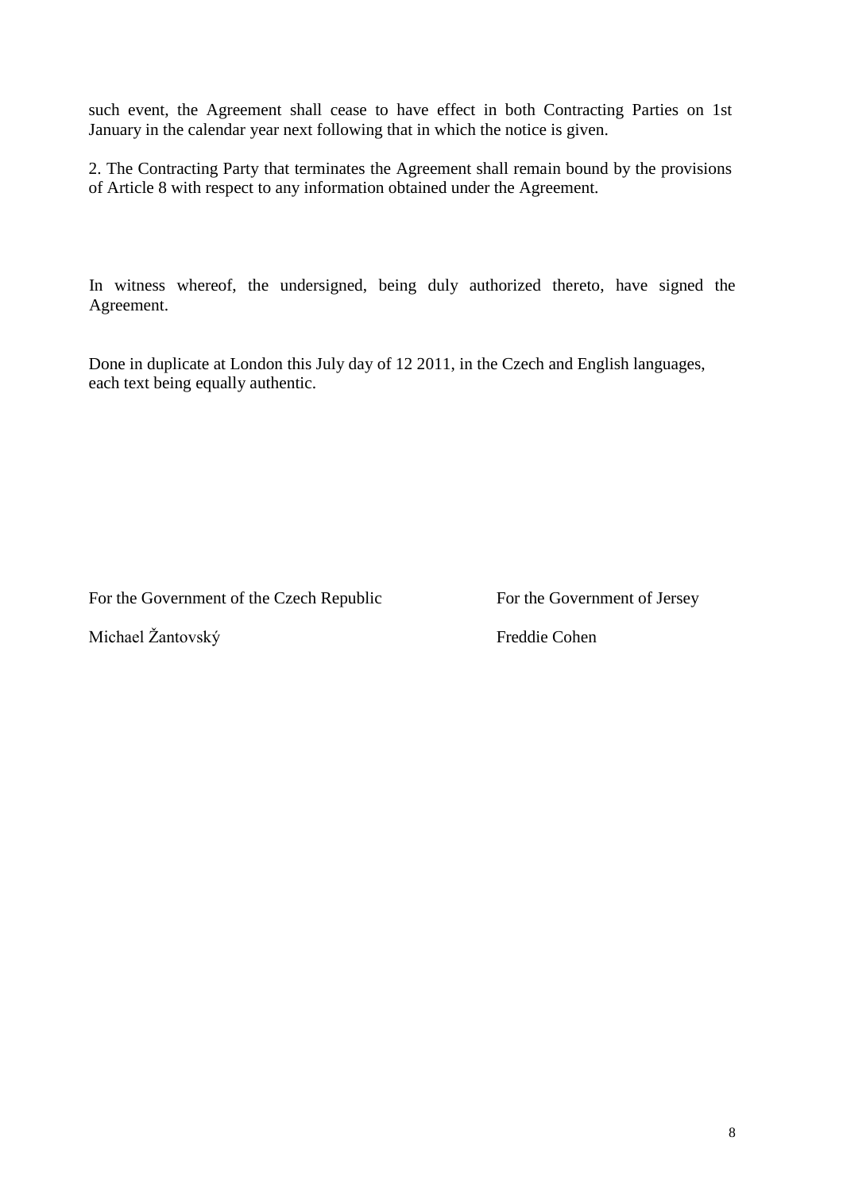such event, the Agreement shall cease to have effect in both Contracting Parties on 1st January in the calendar year next following that in which the notice is given.

2. The Contracting Party that terminates the Agreement shall remain bound by the provisions of Article 8 with respect to any information obtained under the Agreement.

In witness whereof, the undersigned, being duly authorized thereto, have signed the Agreement.

Done in duplicate at London this July day of 12 2011, in the Czech and English languages, each text being equally authentic.

For the Government of the Czech Republic

Michael Žantovský

For the Government of Jersey

Freddie Cohen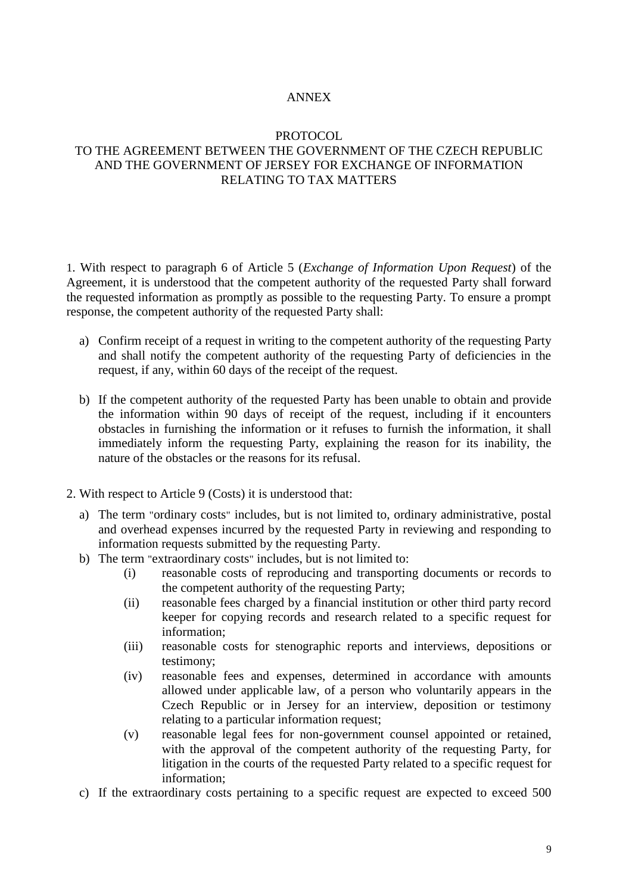ANNEX

PROTOCOL
TO THE AGREEMENT BETWEEN THE GOVERNMENT OF THE CZECH REPUBLIC AND THE GOVERNMENT OF JERSEY FOR EXCHANGE OF INFORMATION RELATING TO TAX MATTERS

1. With respect to paragraph 6 of Article 5 (*Exchange of Information Upon Request*) of the Agreement, it is understood that the competent authority of the requested Party shall forward the requested information as promptly as possible to the requesting Party. To ensure a prompt response, the competent authority of the requested Party shall:

a) Confirm receipt of a request in writing to the competent authority of the requesting Party and shall notify the competent authority of the requesting Party of deficiencies in the request, if any, within 60 days of the receipt of the request.

b) If the competent authority of the requested Party has been unable to obtain and provide the information within 90 days of receipt of the request, including if it encounters obstacles in furnishing the information or it refuses to furnish the information, it shall immediately inform the requesting Party, explaining the reason for its inability, the nature of the obstacles or the reasons for its refusal.

2. With respect to Article 9 (Costs) it is understood that:

a) The term "ordinary costs" includes, but is not limited to, ordinary administrative, postal and overhead expenses incurred by the requested Party in reviewing and responding to information requests submitted by the requesting Party.

b) The term "extraordinary costs" includes, but is not limited to:
   (i) reasonable costs of reproducing and transporting documents or records to the competent authority of the requesting Party;
   (ii) reasonable fees charged by a financial institution or other third party record keeper for copying records and research related to a specific request for information;
   (iii) reasonable costs for stenographic reports and interviews, depositions or testimony;
   (iv) reasonable fees and expenses, determined in accordance with amounts allowed under applicable law, of a person who voluntarily appears in the Czech Republic or in Jersey for an interview, deposition or testimony relating to a particular information request;
   (v) reasonable legal fees for non-government counsel appointed or retained, with the approval of the competent authority of the requesting Party, for litigation in the courts of the requested Party related to a specific request for information;

c) If the extraordinary costs pertaining to a specific request are expected to exceed 500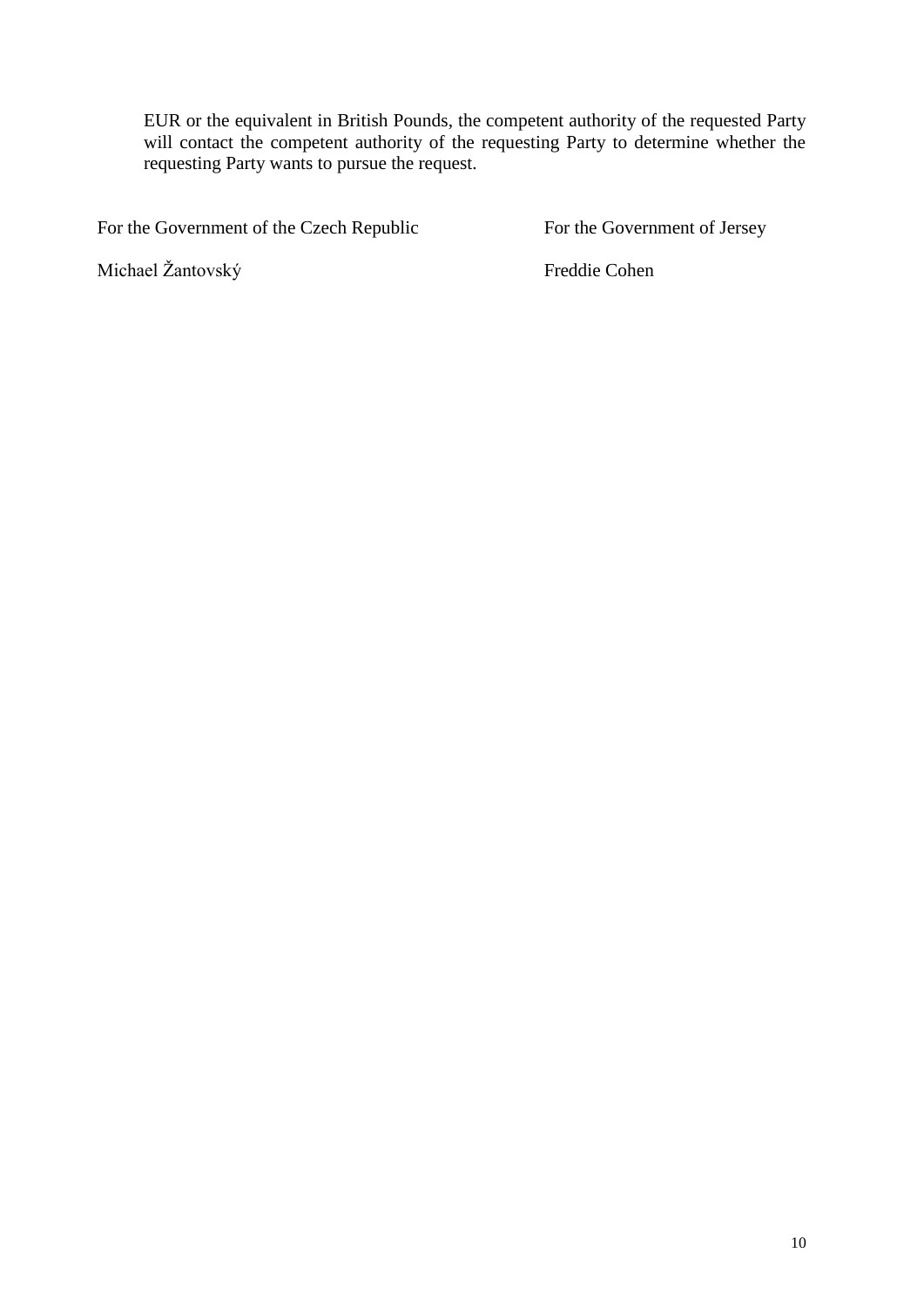EUR or the equivalent in British Pounds, the competent authority of the requested Party will contact the competent authority of the requesting Party to determine whether the requesting Party wants to pursue the request.

| | |
|---|---|
| For the Government of the Czech Republic | For the Government of Jersey |
| Michael Žantovský | Freddie Cohen |